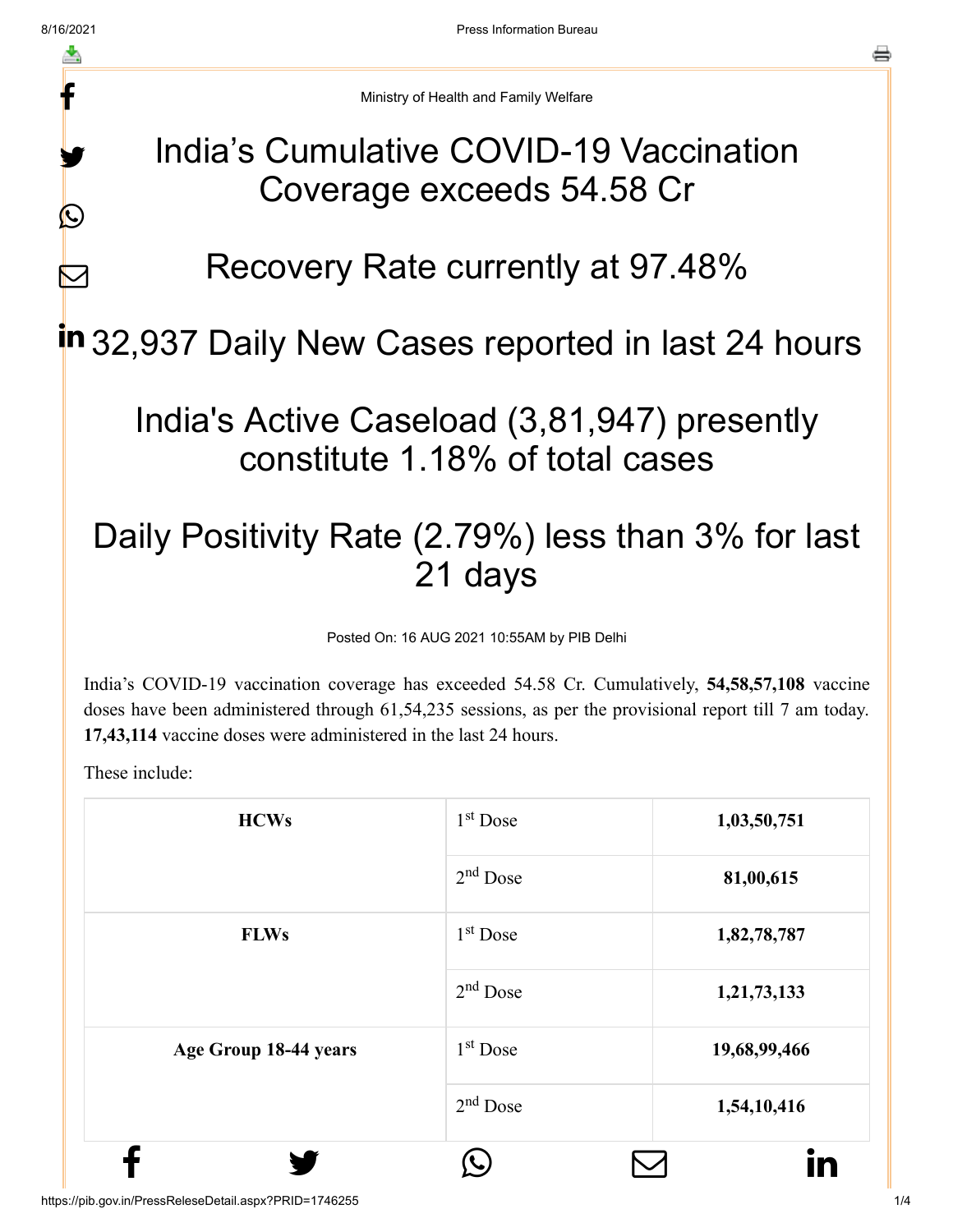Ministry of Health and Family Welfare

# India's Cumulative COVID-19 Vaccination Coverage exceeds 54.58 Cr

# Recovery Rate currently at 97.48%

# 32,937 Daily New Cases reported in last 24 hours

# India's Active Caseload (3,81,947) presently constitute 1.18% of total cases

# Daily Positivity Rate (2.79%) less than 3% for last 21 days

Posted On: 16 AUG 2021 10:55AM by PIB Delhi

India's COVID-19 vaccination coverage has exceeded 54.58 Cr. Cumulatively, **54,58,57,108** vaccine doses have been administered through 61,54,235 sessions, as per the provisional report till 7 am today. **17,43,114** vaccine doses were administered in the last 24 hours.

These include:

| | | |
|---|---|---|
| **HCWs** | 1st Dose | **1,03,50,751** |
| | 2nd Dose | **81,00,615** |
| **FLWs** | 1st Dose | **1,82,78,787** |
| | 2nd Dose | **1,21,73,133** |
| **Age Group 18-44 years** | 1st Dose | **19,68,99,466** |
| | 2nd Dose | **1,54,10,416** |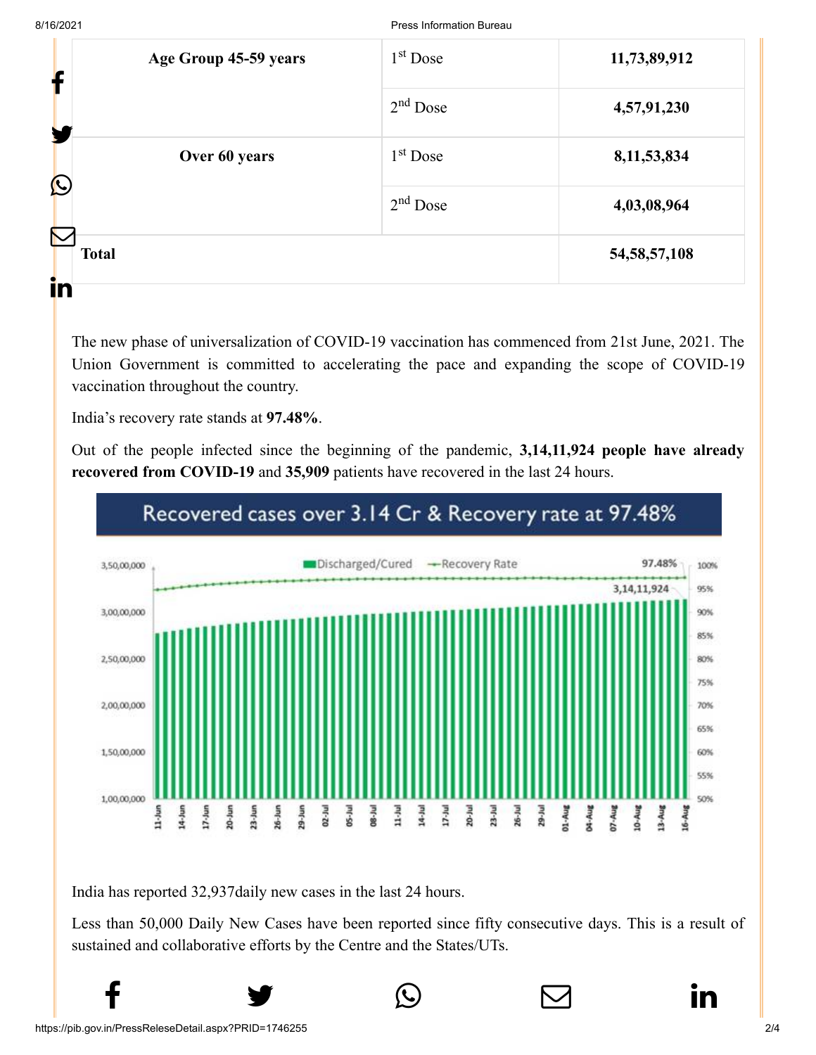| Age Group 45-59 years | 1st Dose | **11,73,89,912** |
|---|---|---|
| | 2nd Dose | **4,57,91,230** |
| Over 60 years | 1st Dose | **8,11,53,834** |
| | 2nd Dose | **4,03,08,964** |
| **Total** | | **54,58,57,108** |

The new phase of universalization of COVID-19 vaccination has commenced from 21st June, 2021. The Union Government is committed to accelerating the pace and expanding the scope of COVID-19 vaccination throughout the country.

India's recovery rate stands at **97.48%**.

Out of the people infected since the beginning of the pandemic, **3,14,11,924 people have already recovered from COVID-19** and **35,909** patients have recovered in the last 24 hours.

Recovered cases over 3.14 Cr & Recovery rate at 97.48%

India has reported 32,937daily new cases in the last 24 hours.

Less than 50,000 Daily New Cases have been reported since fifty consecutive days. This is a result of sustained and collaborative efforts by the Centre and the States/UTs.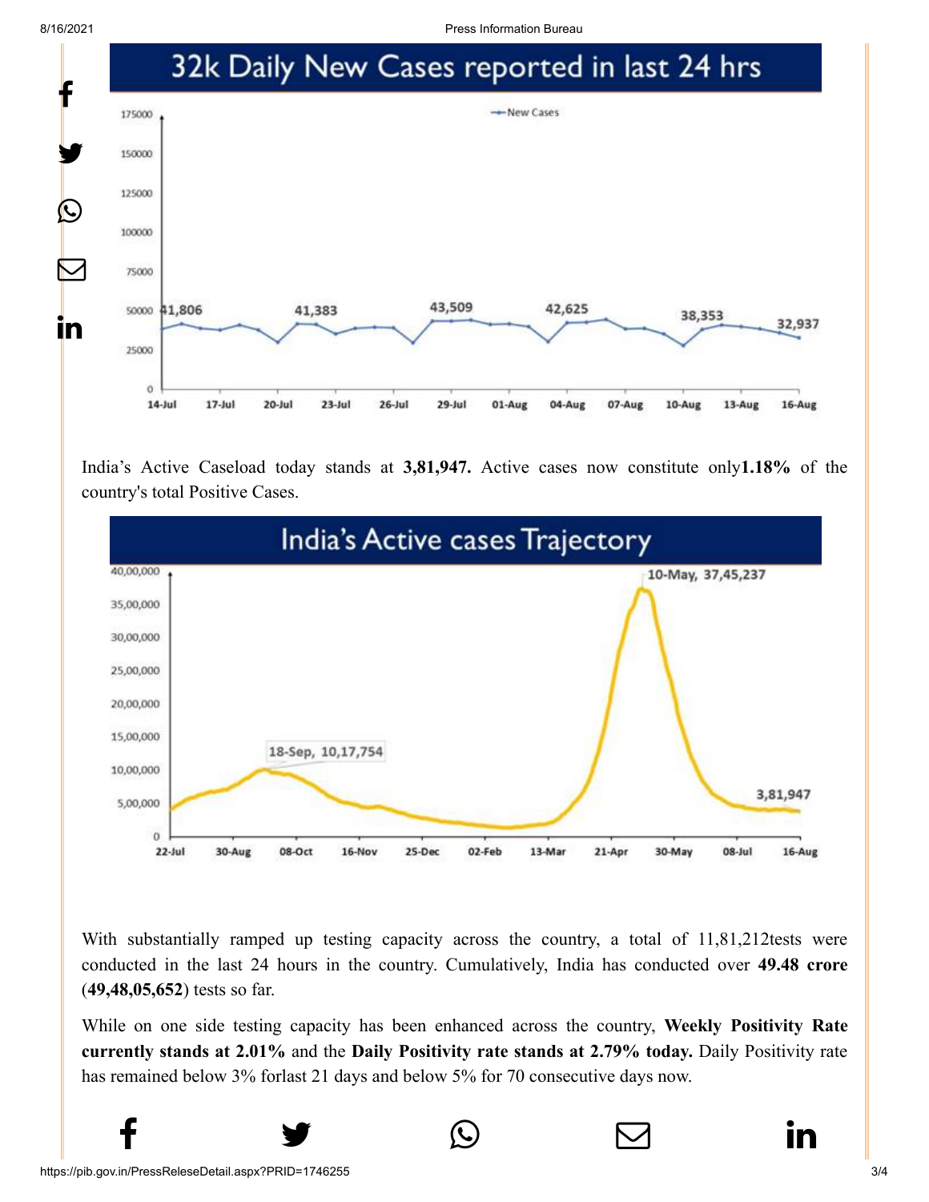## 32k Daily New Cases reported in last 24 hrs

India's Active Caseload today stands at **3,81,947.** Active cases now constitute only**1.18%** of the country's total Positive Cases.

## India's Active cases Trajectory

With substantially ramped up testing capacity across the country, a total of 11,81,212tests were conducted in the last 24 hours in the country. Cumulatively, India has conducted over **49.48 crore** (**49,48,05,652**) tests so far.

While on one side testing capacity has been enhanced across the country, **Weekly Positivity Rate currently stands at 2.01%** and the **Daily Positivity rate stands at 2.79% today.** Daily Positivity rate has remained below 3% forlast 21 days and below 5% for 70 consecutive days now.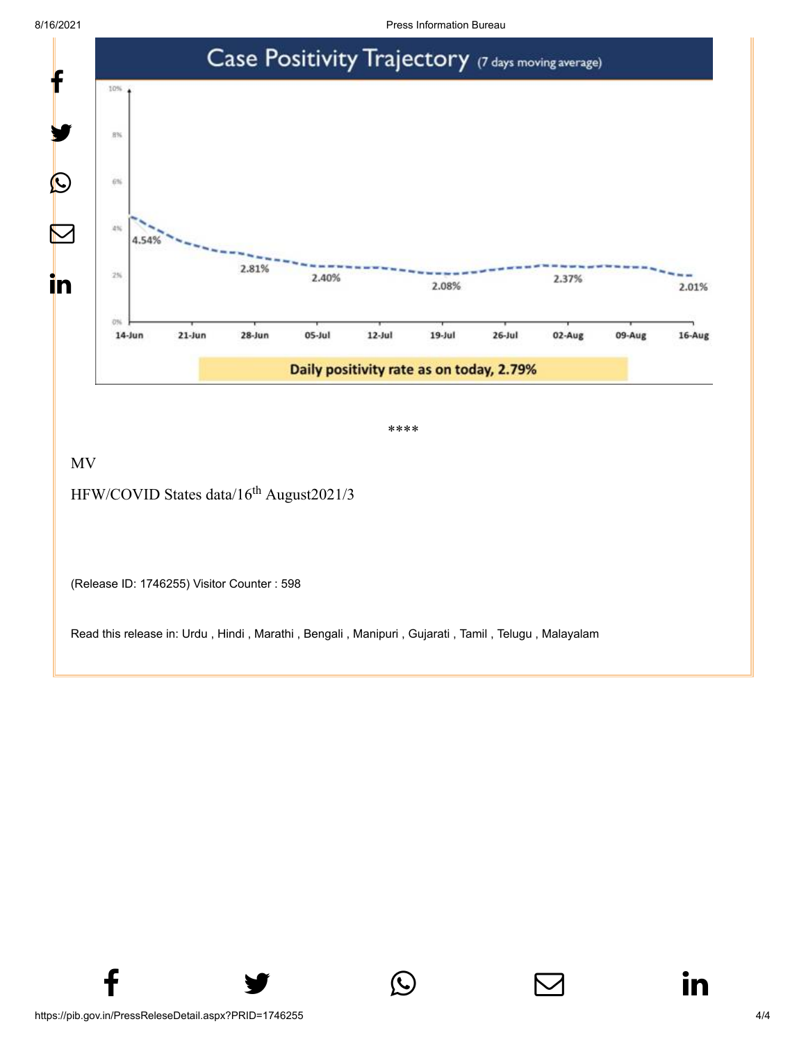Case Positivity Trajectory (7 days moving average)

10%
8%
6%
4%
2%
0%

4.54%
2.81%
2.40%
2.08%
2.37%
2.01%

14-Jun 21-Jun 28-Jun 05-Jul 12-Jul 19-Jul 26-Jul 02-Aug 09-Aug 16-Aug

Daily positivity rate as on today, 2.79%

\*\*\*\*

MV

HFW/COVID States data/16th August2021/3

(Release ID: 1746255) Visitor Counter : 598

Read this release in: Urdu , Hindi , Marathi , Bengali , Manipuri , Gujarati , Tamil , Telugu , Malayalam